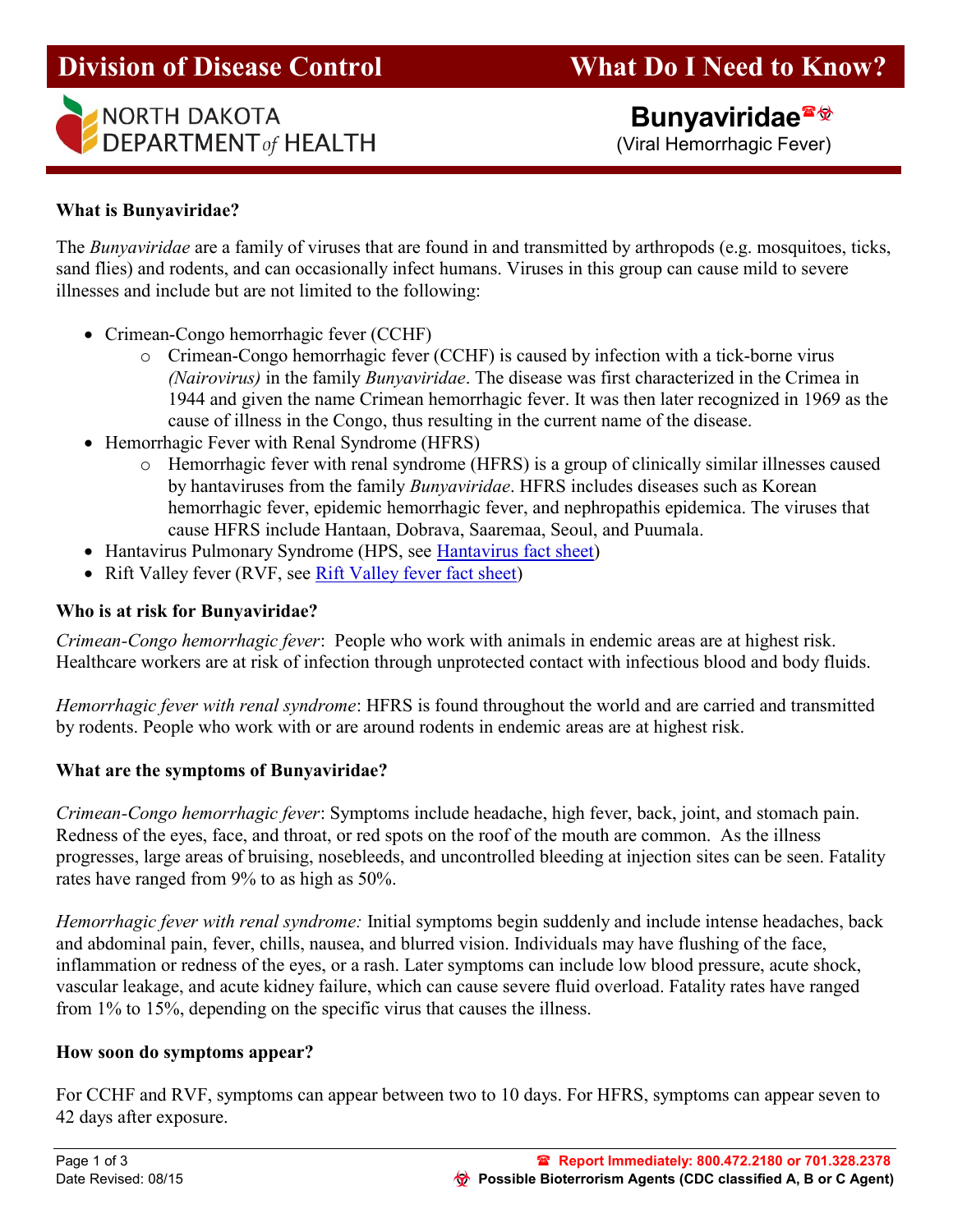# Division of Disease Control — What Do I Need to Know?

NORTH DAKOTA DEPARTMENT *of* HEALTH

## Bunyaviridae☎☣

(Viral Hemorrhagic Fever)

### What is Bunyaviridae?

The *Bunyaviridae* are a family of viruses that are found in and transmitted by arthropods (e.g. mosquitoes, ticks, sand flies) and rodents, and can occasionally infect humans. Viruses in this group can cause mild to severe illnesses and include but are not limited to the following:

- Crimean-Congo hemorrhagic fever (CCHF)
  - Crimean-Congo hemorrhagic fever (CCHF) is caused by infection with a tick-borne virus *(Nairovirus)* in the family *Bunyaviridae*. The disease was first characterized in the Crimea in 1944 and given the name Crimean hemorrhagic fever. It was then later recognized in 1969 as the cause of illness in the Congo, thus resulting in the current name of the disease.
- Hemorrhagic Fever with Renal Syndrome (HFRS)
  - Hemorrhagic fever with renal syndrome (HFRS) is a group of clinically similar illnesses caused by hantaviruses from the family *Bunyaviridae*. HFRS includes diseases such as Korean hemorrhagic fever, epidemic hemorrhagic fever, and nephropathis epidemica. The viruses that cause HFRS include Hantaan, Dobrava, Saaremaa, Seoul, and Puumala.
- Hantavirus Pulmonary Syndrome (HPS, see Hantavirus fact sheet)
- Rift Valley fever (RVF, see Rift Valley fever fact sheet)

### Who is at risk for Bunyaviridae?

*Crimean-Congo hemorrhagic fever*: People who work with animals in endemic areas are at highest risk. Healthcare workers are at risk of infection through unprotected contact with infectious blood and body fluids.

*Hemorrhagic fever with renal syndrome*: HFRS is found throughout the world and are carried and transmitted by rodents. People who work with or are around rodents in endemic areas are at highest risk.

### What are the symptoms of Bunyaviridae?

*Crimean-Congo hemorrhagic fever*: Symptoms include headache, high fever, back, joint, and stomach pain. Redness of the eyes, face, and throat, or red spots on the roof of the mouth are common. As the illness progresses, large areas of bruising, nosebleeds, and uncontrolled bleeding at injection sites can be seen. Fatality rates have ranged from 9% to as high as 50%.

*Hemorrhagic fever with renal syndrome:* Initial symptoms begin suddenly and include intense headaches, back and abdominal pain, fever, chills, nausea, and blurred vision. Individuals may have flushing of the face, inflammation or redness of the eyes, or a rash. Later symptoms can include low blood pressure, acute shock, vascular leakage, and acute kidney failure, which can cause severe fluid overload. Fatality rates have ranged from 1% to 15%, depending on the specific virus that causes the illness.

### How soon do symptoms appear?

For CCHF and RVF, symptoms can appear between two to 10 days. For HFRS, symptoms can appear seven to 42 days after exposure.

Date Revised: 08/15

☎ Report Immediately: 800.472.2180 or 701.328.2378

☣ Possible Bioterrorism Agents (CDC classified A, B or C Agent)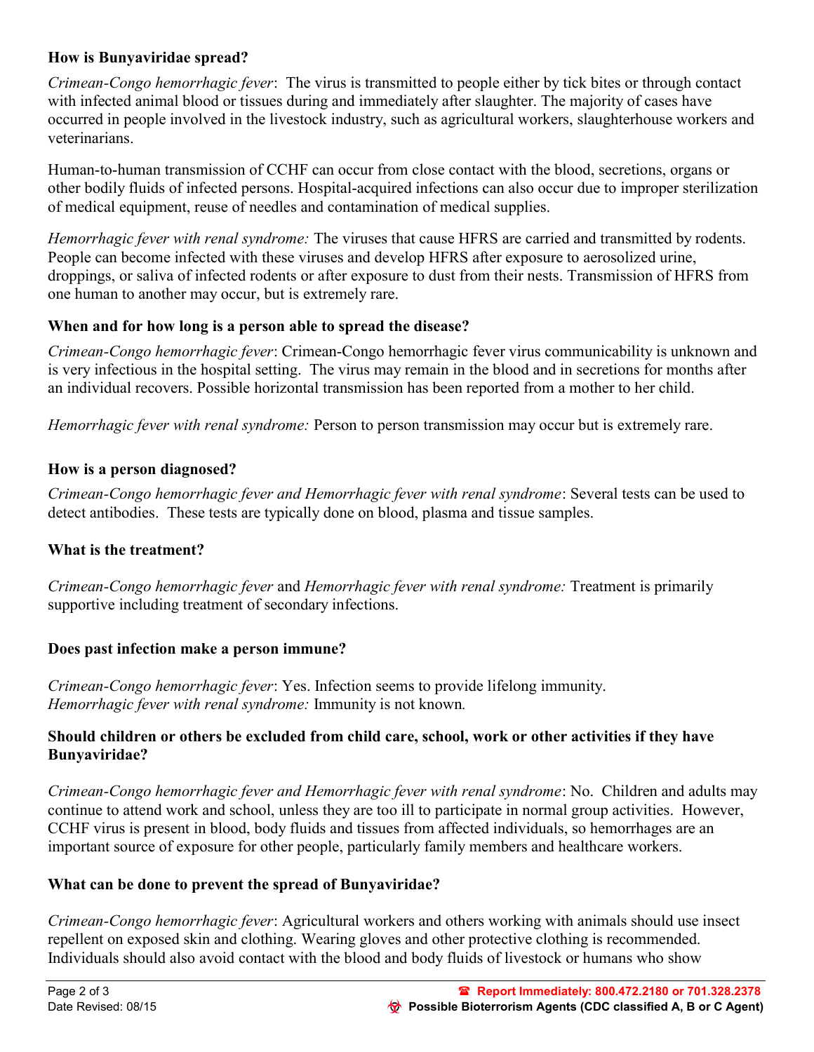### How is Bunyaviridae spread?

*Crimean-Congo hemorrhagic fever*: The virus is transmitted to people either by tick bites or through contact with infected animal blood or tissues during and immediately after slaughter. The majority of cases have occurred in people involved in the livestock industry, such as agricultural workers, slaughterhouse workers and veterinarians.

Human-to-human transmission of CCHF can occur from close contact with the blood, secretions, organs or other bodily fluids of infected persons. Hospital-acquired infections can also occur due to improper sterilization of medical equipment, reuse of needles and contamination of medical supplies.

*Hemorrhagic fever with renal syndrome:* The viruses that cause HFRS are carried and transmitted by rodents. People can become infected with these viruses and develop HFRS after exposure to aerosolized urine, droppings, or saliva of infected rodents or after exposure to dust from their nests. Transmission of HFRS from one human to another may occur, but is extremely rare.

### When and for how long is a person able to spread the disease?

*Crimean-Congo hemorrhagic fever*: Crimean-Congo hemorrhagic fever virus communicability is unknown and is very infectious in the hospital setting. The virus may remain in the blood and in secretions for months after an individual recovers. Possible horizontal transmission has been reported from a mother to her child.

*Hemorrhagic fever with renal syndrome:* Person to person transmission may occur but is extremely rare.

### How is a person diagnosed?

*Crimean-Congo hemorrhagic fever and Hemorrhagic fever with renal syndrome*: Several tests can be used to detect antibodies. These tests are typically done on blood, plasma and tissue samples.

### What is the treatment?

*Crimean-Congo hemorrhagic fever* and *Hemorrhagic fever with renal syndrome:* Treatment is primarily supportive including treatment of secondary infections.

### Does past infection make a person immune?

*Crimean-Congo hemorrhagic fever*: Yes. Infection seems to provide lifelong immunity.
*Hemorrhagic fever with renal syndrome:* Immunity is not known.

### Should children or others be excluded from child care, school, work or other activities if they have Bunyaviridae?

*Crimean-Congo hemorrhagic fever and Hemorrhagic fever with renal syndrome*: No. Children and adults may continue to attend work and school, unless they are too ill to participate in normal group activities. However, CCHF virus is present in blood, body fluids and tissues from affected individuals, so hemorrhages are an important source of exposure for other people, particularly family members and healthcare workers.

### What can be done to prevent the spread of Bunyaviridae?

*Crimean-Congo hemorrhagic fever*: Agricultural workers and others working with animals should use insect repellent on exposed skin and clothing. Wearing gloves and other protective clothing is recommended. Individuals should also avoid contact with the blood and body fluids of livestock or humans who show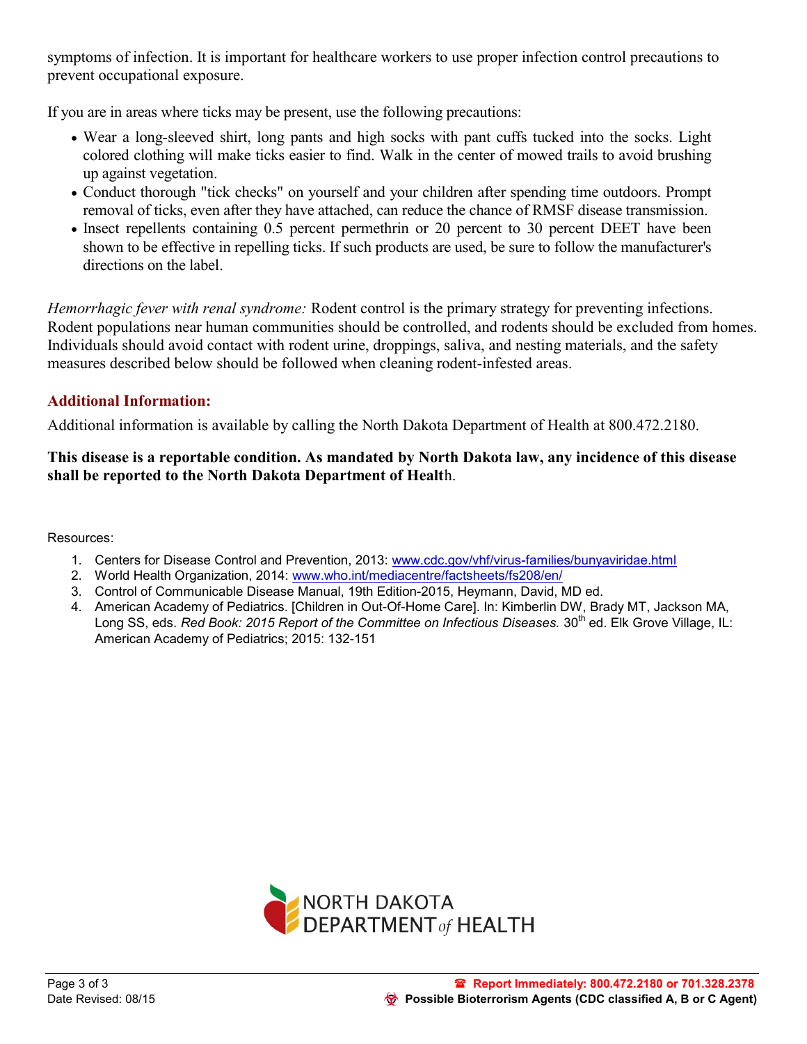symptoms of infection. It is important for healthcare workers to use proper infection control precautions to prevent occupational exposure.

If you are in areas where ticks may be present, use the following precautions:

- Wear a long-sleeved shirt, long pants and high socks with pant cuffs tucked into the socks. Light colored clothing will make ticks easier to find. Walk in the center of mowed trails to avoid brushing up against vegetation.
- Conduct thorough "tick checks" on yourself and your children after spending time outdoors. Prompt removal of ticks, even after they have attached, can reduce the chance of RMSF disease transmission.
- Insect repellents containing 0.5 percent permethrin or 20 percent to 30 percent DEET have been shown to be effective in repelling ticks. If such products are used, be sure to follow the manufacturer's directions on the label.

*Hemorrhagic fever with renal syndrome:* Rodent control is the primary strategy for preventing infections. Rodent populations near human communities should be controlled, and rodents should be excluded from homes. Individuals should avoid contact with rodent urine, droppings, saliva, and nesting materials, and the safety measures described below should be followed when cleaning rodent-infested areas.

## Additional Information:

Additional information is available by calling the North Dakota Department of Health at 800.472.2180.

**This disease is a reportable condition. As mandated by North Dakota law, any incidence of this disease shall be reported to the North Dakota Department of Health.**

Resources:

1. Centers for Disease Control and Prevention, 2013: www.cdc.gov/vhf/virus-families/bunyaviridae.html
2. World Health Organization, 2014: www.who.int/mediacentre/factsheets/fs208/en/
3. Control of Communicable Disease Manual, 19th Edition-2015, Heymann, David, MD ed.
4. American Academy of Pediatrics. [Children in Out-Of-Home Care]. In: Kimberlin DW, Brady MT, Jackson MA, Long SS, eds. *Red Book: 2015 Report of the Committee on Infectious Diseases.* 30th ed. Elk Grove Village, IL: American Academy of Pediatrics; 2015: 132-151

NORTH DAKOTA DEPARTMENT of HEALTH

Date Revised: 08/15

**Report Immediately: 800.472.2180 or 701.328.2378**

**Possible Bioterrorism Agents (CDC classified A, B or C Agent)**